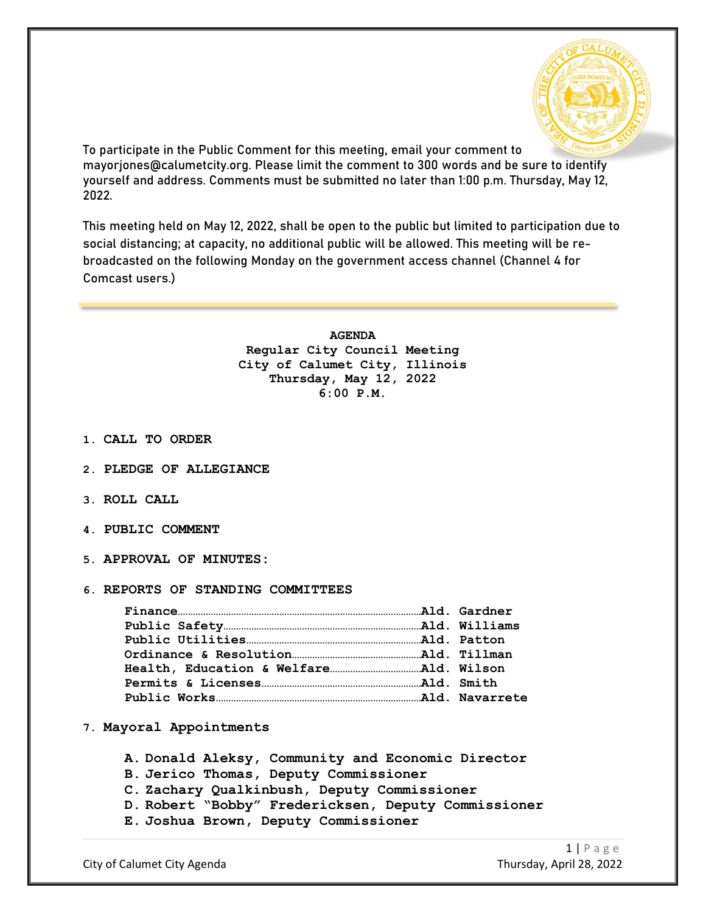To participate in the Public Comment for this meeting, email your comment to mayorjones@calumetcity.org. Please limit the comment to 300 words and be sure to identify yourself and address. Comments must be submitted no later than 1:00 p.m. Thursday, May 12, 2022.

This meeting held on May 12, 2022, shall be open to the public but limited to participation due to social distancing; at capacity, no additional public will be allowed. This meeting will be re-broadcasted on the following Monday on the government access channel (Channel 4 for Comcast users.)

---

**AGENDA**
**Regular City Council Meeting**
**City of Calumet City, Illinois**
**Thursday, May 12, 2022**
**6:00 P.M.**

1. **CALL TO ORDER**

2. **PLEDGE OF ALLEGIANCE**

3. **ROLL CALL**

4. **PUBLIC COMMENT**

5. **APPROVAL OF MINUTES:**

6. **REPORTS OF STANDING COMMITTEES**

   **Finance**……………………………………Ald. Gardner
   **Public Safety**………………………………Ald. Williams
   **Public Utilities**……………………………Ald. Patton
   **Ordinance & Resolution**…………………Ald. Tillman
   **Health, Education & Welfare**……………Ald. Wilson
   **Permits & Licenses**………………………Ald. Smith
   **Public Works**………………………………Ald. Navarrete

7. **Mayoral Appointments**

   A. Donald Aleksy, Community and Economic Director
   B. Jerico Thomas, Deputy Commissioner
   C. Zachary Qualkinbush, Deputy Commissioner
   D. Robert "Bobby" Fredericksen, Deputy Commissioner
   E. Joshua Brown, Deputy Commissioner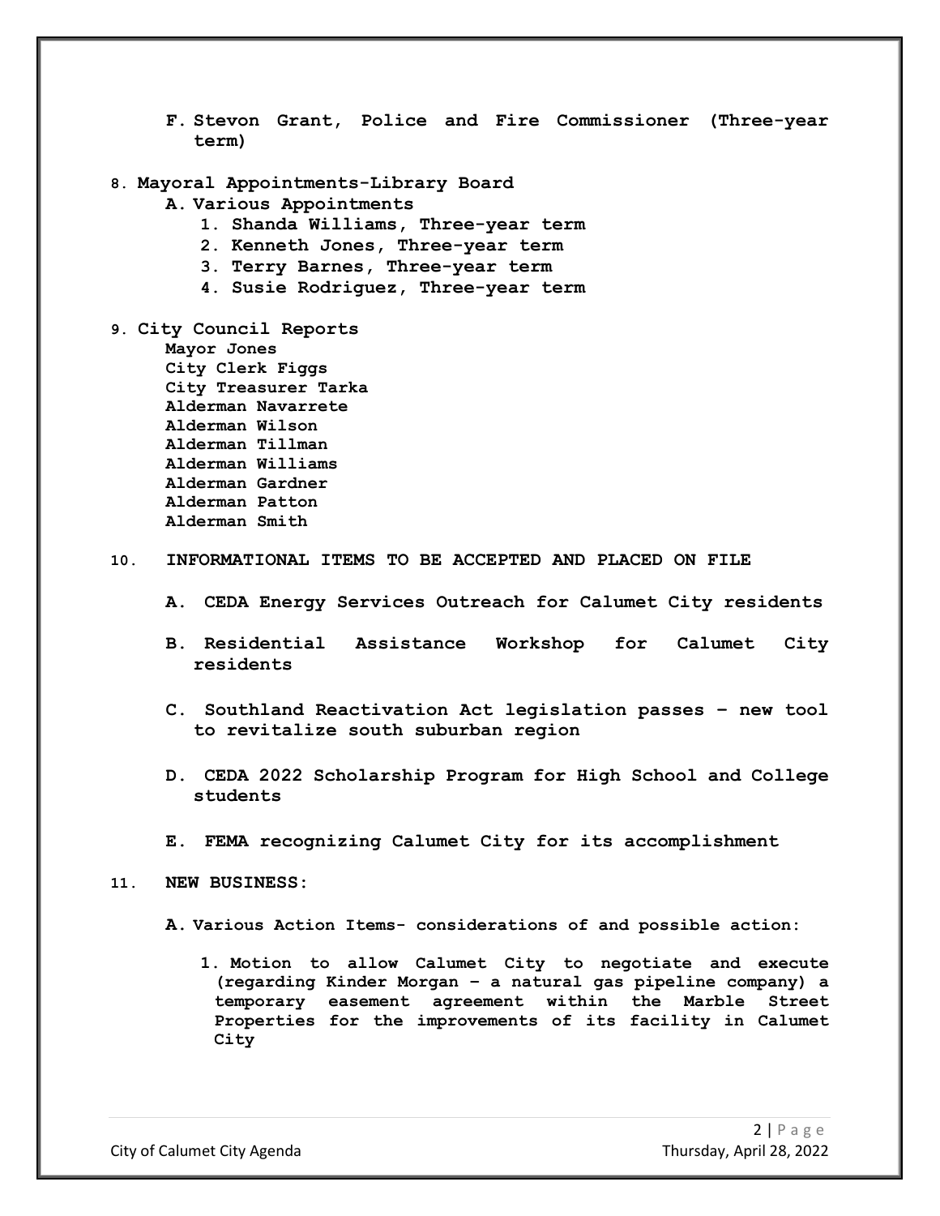**F. Stevon Grant, Police and Fire Commissioner (Three-year term)**

**8. Mayoral Appointments-Library Board**

**A. Various Appointments**

1. **Shanda Williams, Three-year term**
2. **Kenneth Jones, Three-year term**
3. **Terry Barnes, Three-year term**
4. **Susie Rodriguez, Three-year term**

**9. City Council Reports**

**Mayor Jones**
**City Clerk Figgs**
**City Treasurer Tarka**
**Alderman Navarrete**
**Alderman Wilson**
**Alderman Tillman**
**Alderman Williams**
**Alderman Gardner**
**Alderman Patton**
**Alderman Smith**

**10. INFORMATIONAL ITEMS TO BE ACCEPTED AND PLACED ON FILE**

**A. CEDA Energy Services Outreach for Calumet City residents**

**B. Residential Assistance Workshop for Calumet City residents**

**C. Southland Reactivation Act legislation passes – new tool to revitalize south suburban region**

**D. CEDA 2022 Scholarship Program for High School and College students**

**E. FEMA recognizing Calumet City for its accomplishment**

**11. NEW BUSINESS:**

**A. Various Action Items- considerations of and possible action:**

1. **Motion to allow Calumet City to negotiate and execute (regarding Kinder Morgan – a natural gas pipeline company) a temporary easement agreement within the Marble Street Properties for the improvements of its facility in Calumet City**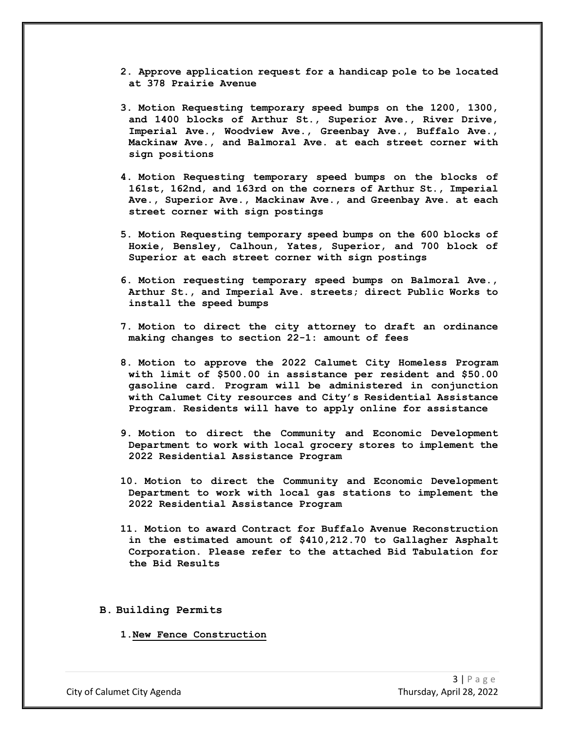2. **Approve application request for a handicap pole to be located at 378 Prairie Avenue**

3. **Motion Requesting temporary speed bumps on the 1200, 1300, and 1400 blocks of Arthur St., Superior Ave., River Drive, Imperial Ave., Woodview Ave., Greenbay Ave., Buffalo Ave., Mackinaw Ave., and Balmoral Ave. at each street corner with sign positions**

4. **Motion Requesting temporary speed bumps on the blocks of 161st, 162nd, and 163rd on the corners of Arthur St., Imperial Ave., Superior Ave., Mackinaw Ave., and Greenbay Ave. at each street corner with sign postings**

5. **Motion Requesting temporary speed bumps on the 600 blocks of Hoxie, Bensley, Calhoun, Yates, Superior, and 700 block of Superior at each street corner with sign postings**

6. **Motion requesting temporary speed bumps on Balmoral Ave., Arthur St., and Imperial Ave. streets; direct Public Works to install the speed bumps**

7. **Motion to direct the city attorney to draft an ordinance making changes to section 22-1: amount of fees**

8. **Motion to approve the 2022 Calumet City Homeless Program with limit of $500.00 in assistance per resident and $50.00 gasoline card. Program will be administered in conjunction with Calumet City resources and City's Residential Assistance Program. Residents will have to apply online for assistance**

9. **Motion to direct the Community and Economic Development Department to work with local grocery stores to implement the 2022 Residential Assistance Program**

10. **Motion to direct the Community and Economic Development Department to work with local gas stations to implement the 2022 Residential Assistance Program**

11. **Motion to award Contract for Buffalo Avenue Reconstruction in the estimated amount of $410,212.70 to Gallagher Asphalt Corporation. Please refer to the attached Bid Tabulation for the Bid Results**

**B. Building Permits**

1. **<u>New Fence Construction</u>**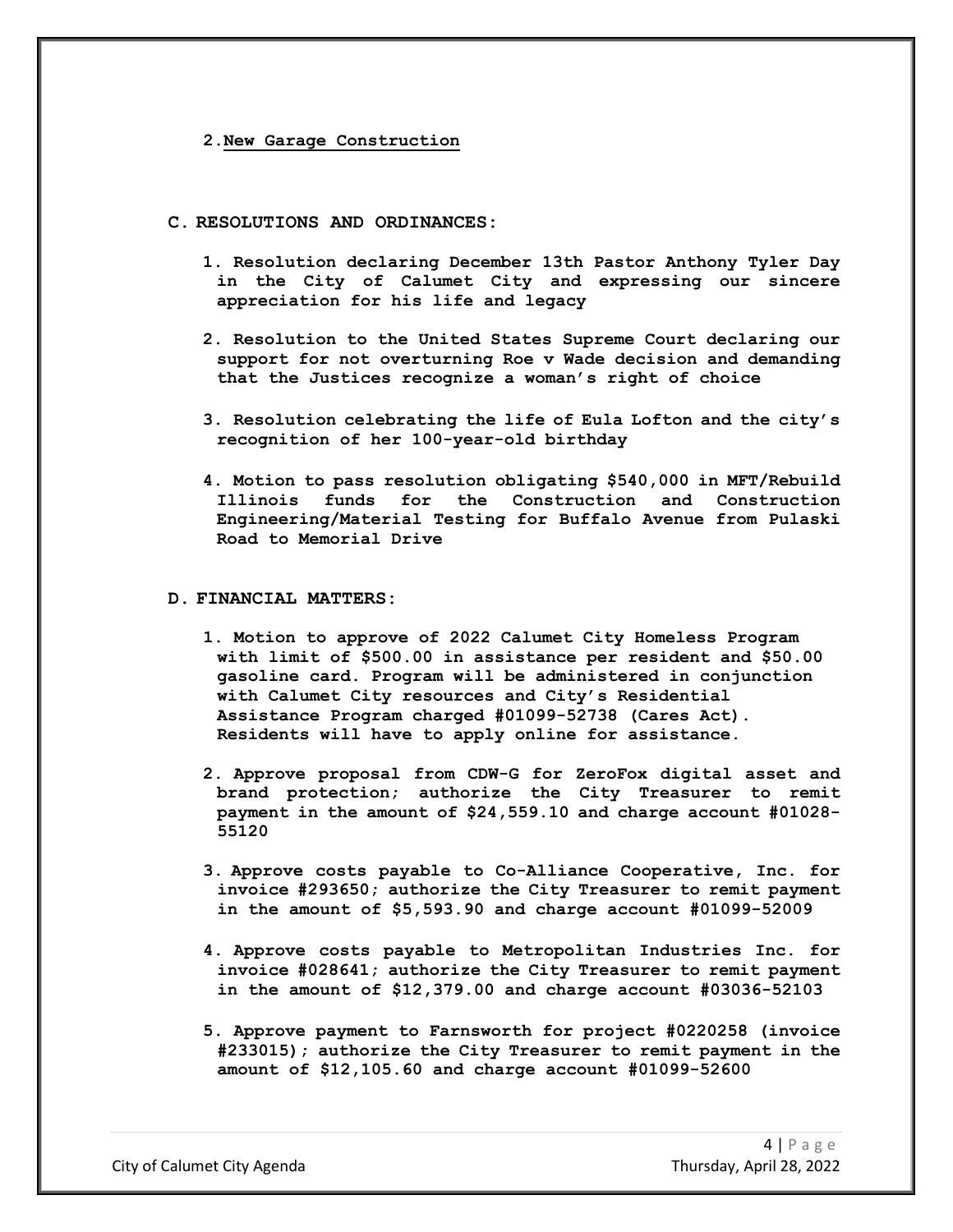2. **New Garage Construction**

**C. RESOLUTIONS AND ORDINANCES:**

1. **Resolution declaring December 13th Pastor Anthony Tyler Day in the City of Calumet City and expressing our sincere appreciation for his life and legacy**

2. **Resolution to the United States Supreme Court declaring our support for not overturning Roe v Wade decision and demanding that the Justices recognize a woman's right of choice**

3. **Resolution celebrating the life of Eula Lofton and the city's recognition of her 100-year-old birthday**

4. **Motion to pass resolution obligating $540,000 in MFT/Rebuild Illinois funds for the Construction and Construction Engineering/Material Testing for Buffalo Avenue from Pulaski Road to Memorial Drive**

**D. FINANCIAL MATTERS:**

1. **Motion to approve of 2022 Calumet City Homeless Program with limit of $500.00 in assistance per resident and $50.00 gasoline card. Program will be administered in conjunction with Calumet City resources and City's Residential Assistance Program charged #01099-52738 (Cares Act). Residents will have to apply online for assistance.**

2. **Approve proposal from CDW-G for ZeroFox digital asset and brand protection; authorize the City Treasurer to remit payment in the amount of $24,559.10 and charge account #01028-55120**

3. **Approve costs payable to Co-Alliance Cooperative, Inc. for invoice #293650; authorize the City Treasurer to remit payment in the amount of $5,593.90 and charge account #01099-52009**

4. **Approve costs payable to Metropolitan Industries Inc. for invoice #028641; authorize the City Treasurer to remit payment in the amount of $12,379.00 and charge account #03036-52103**

5. **Approve payment to Farnsworth for project #0220258 (invoice #233015); authorize the City Treasurer to remit payment in the amount of $12,105.60 and charge account #01099-52600**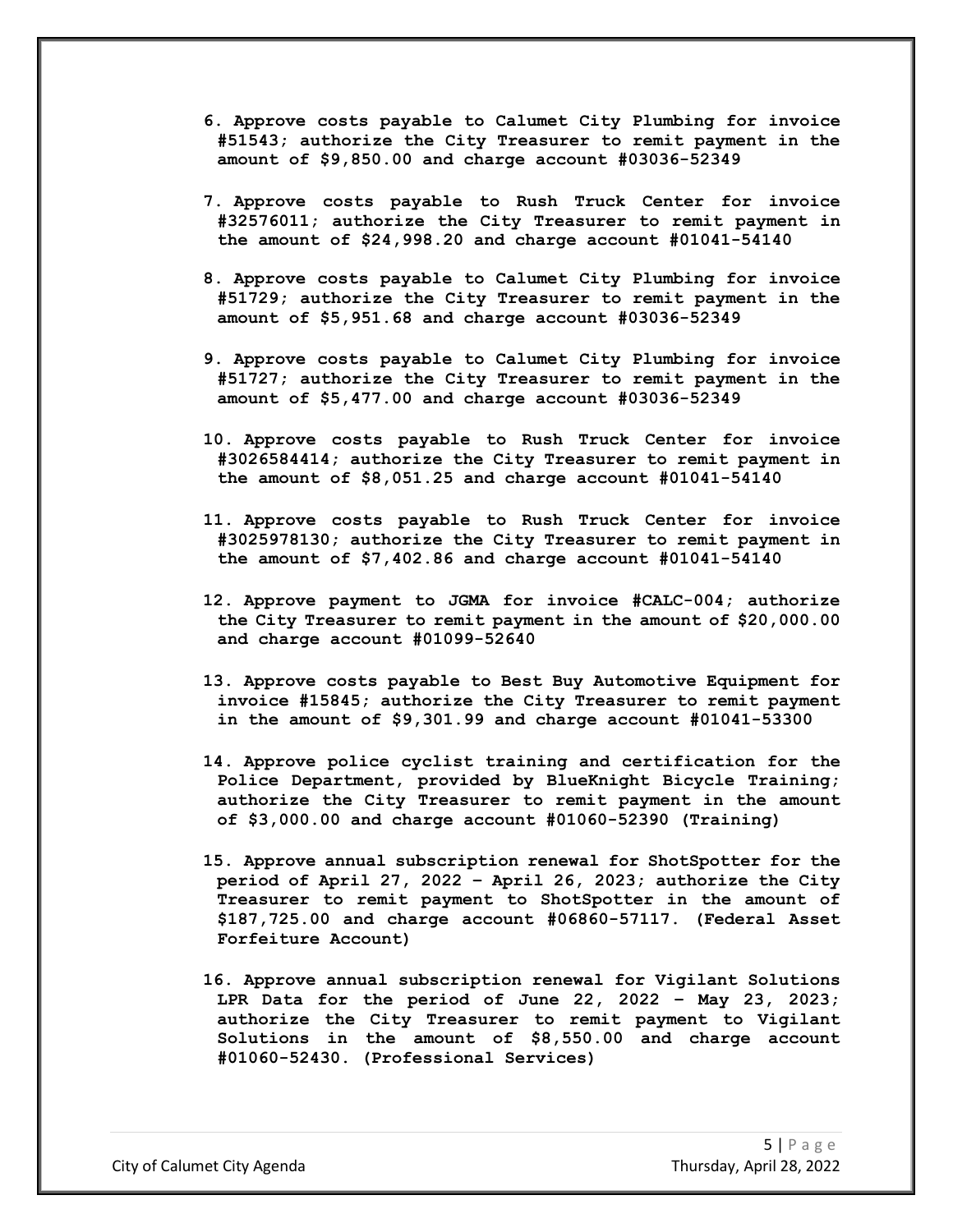6. **Approve costs payable to Calumet City Plumbing for invoice #51543; authorize the City Treasurer to remit payment in the amount of $9,850.00 and charge account #03036-52349**

7. **Approve costs payable to Rush Truck Center for invoice #32576011; authorize the City Treasurer to remit payment in the amount of $24,998.20 and charge account #01041-54140**

8. **Approve costs payable to Calumet City Plumbing for invoice #51729; authorize the City Treasurer to remit payment in the amount of $5,951.68 and charge account #03036-52349**

9. **Approve costs payable to Calumet City Plumbing for invoice #51727; authorize the City Treasurer to remit payment in the amount of $5,477.00 and charge account #03036-52349**

10. **Approve costs payable to Rush Truck Center for invoice #3026584414; authorize the City Treasurer to remit payment in the amount of $8,051.25 and charge account #01041-54140**

11. **Approve costs payable to Rush Truck Center for invoice #3025978130; authorize the City Treasurer to remit payment in the amount of $7,402.86 and charge account #01041-54140**

12. **Approve payment to JGMA for invoice #CALC-004; authorize the City Treasurer to remit payment in the amount of $20,000.00 and charge account #01099-52640**

13. **Approve costs payable to Best Buy Automotive Equipment for invoice #15845; authorize the City Treasurer to remit payment in the amount of $9,301.99 and charge account #01041-53300**

14. **Approve police cyclist training and certification for the Police Department, provided by BlueKnight Bicycle Training; authorize the City Treasurer to remit payment in the amount of $3,000.00 and charge account #01060-52390 (Training)**

15. **Approve annual subscription renewal for ShotSpotter for the period of April 27, 2022 – April 26, 2023; authorize the City Treasurer to remit payment to ShotSpotter in the amount of $187,725.00 and charge account #06860-57117. (Federal Asset Forfeiture Account)**

16. **Approve annual subscription renewal for Vigilant Solutions LPR Data for the period of June 22, 2022 – May 23, 2023; authorize the City Treasurer to remit payment to Vigilant Solutions in the amount of $8,550.00 and charge account #01060-52430. (Professional Services)**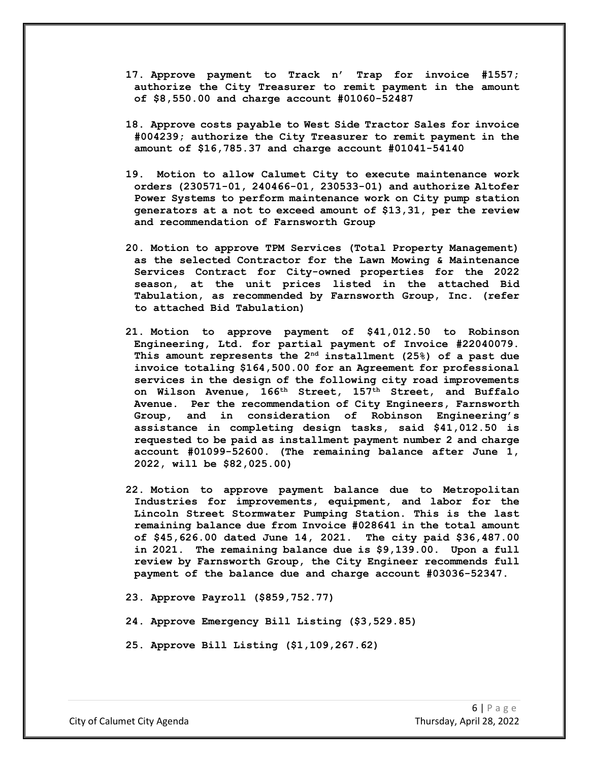17. **Approve payment to Track n' Trap for invoice #1557; authorize the City Treasurer to remit payment in the amount of $8,550.00 and charge account #01060-52487**

18. **Approve costs payable to West Side Tractor Sales for invoice #004239; authorize the City Treasurer to remit payment in the amount of $16,785.37 and charge account #01041-54140**

19. **Motion to allow Calumet City to execute maintenance work orders (230571-01, 240466-01, 230533-01) and authorize Altofer Power Systems to perform maintenance work on City pump station generators at a not to exceed amount of $13,31, per the review and recommendation of Farnsworth Group**

20. **Motion to approve TPM Services (Total Property Management) as the selected Contractor for the Lawn Mowing & Maintenance Services Contract for City-owned properties for the 2022 season, at the unit prices listed in the attached Bid Tabulation, as recommended by Farnsworth Group, Inc. (refer to attached Bid Tabulation)**

21. **Motion to approve payment of $41,012.50 to Robinson Engineering, Ltd. for partial payment of Invoice #22040079. This amount represents the 2nd installment (25%) of a past due invoice totaling $164,500.00 for an Agreement for professional services in the design of the following city road improvements on Wilson Avenue, 166th Street, 157th Street, and Buffalo Avenue. Per the recommendation of City Engineers, Farnsworth Group, and in consideration of Robinson Engineering's assistance in completing design tasks, said $41,012.50 is requested to be paid as installment payment number 2 and charge account #01099-52600. (The remaining balance after June 1, 2022, will be $82,025.00)**

22. **Motion to approve payment balance due to Metropolitan Industries for improvements, equipment, and labor for the Lincoln Street Stormwater Pumping Station. This is the last remaining balance due from Invoice #028641 in the total amount of $45,626.00 dated June 14, 2021. The city paid $36,487.00 in 2021. The remaining balance due is $9,139.00. Upon a full review by Farnsworth Group, the City Engineer recommends full payment of the balance due and charge account #03036-52347.**

23. **Approve Payroll ($859,752.77)**

24. **Approve Emergency Bill Listing ($3,529.85)**

25. **Approve Bill Listing ($1,109,267.62)**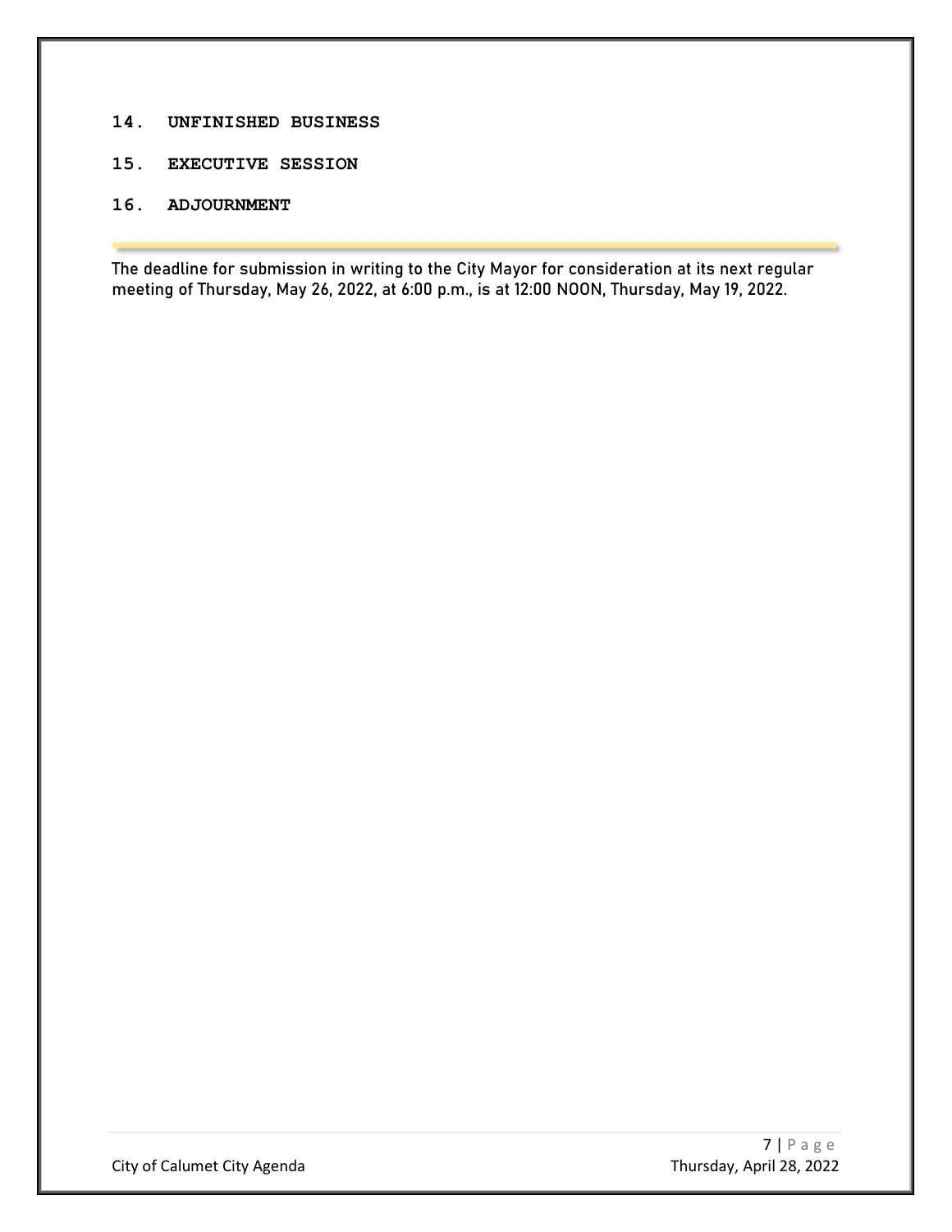**14. UNFINISHED BUSINESS**

**15. EXECUTIVE SESSION**

**16. ADJOURNMENT**

---

The deadline for submission in writing to the City Mayor for consideration at its next regular meeting of Thursday, May 26, 2022, at 6:00 p.m., is at 12:00 NOON, Thursday, May 19, 2022.